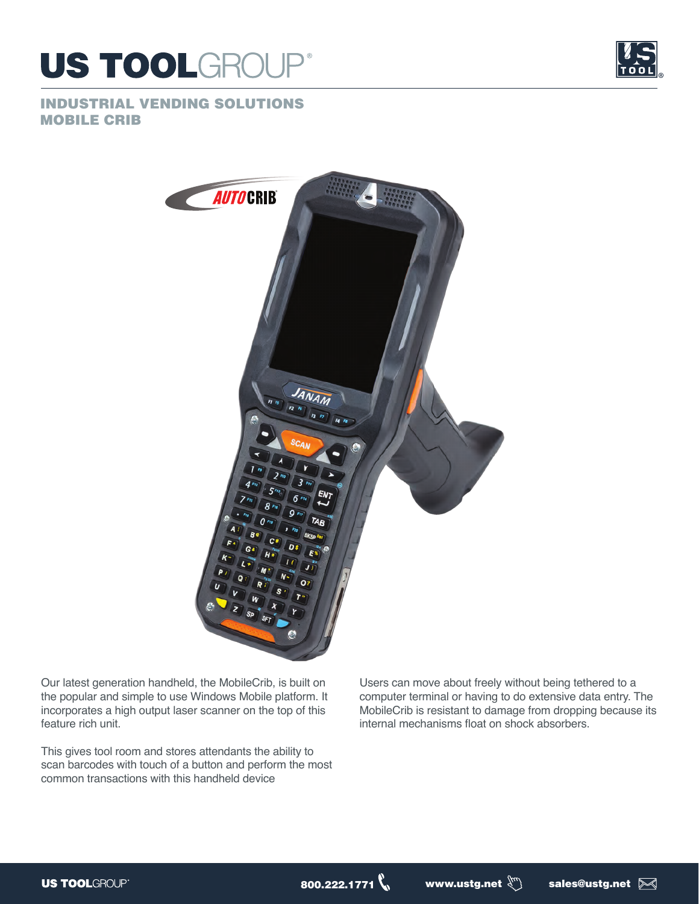# US TOOLGROUP®

## INDUSTRIAL VENDING SOLUTIONS
## MOBILE CRIB

Our latest generation handheld, the MobileCrib, is built on the popular and simple to use Windows Mobile platform. It incorporates a high output laser scanner on the top of this feature rich unit.

This gives tool room and stores attendants the ability to scan barcodes with touch of a button and perform the most common transactions with this handheld device

Users can move about freely without being tethered to a computer terminal or having to do extensive data entry. The MobileCrib is resistant to damage from dropping because its internal mechanisms float on shock absorbers.

US TOOLGROUP® 800.222.1771 www.ustg.net sales@ustg.net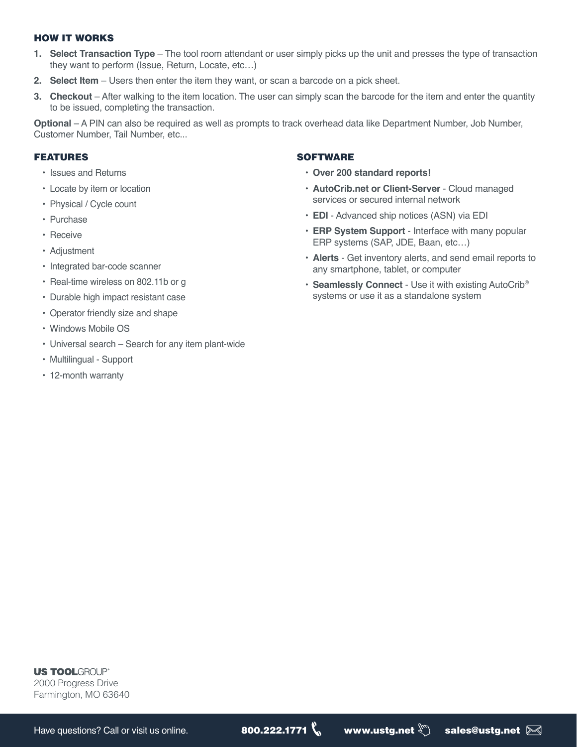## HOW IT WORKS

1. **Select Transaction Type** – The tool room attendant or user simply picks up the unit and presses the type of transaction they want to perform (Issue, Return, Locate, etc…)
2. **Select Item** – Users then enter the item they want, or scan a barcode on a pick sheet.
3. **Checkout** – After walking to the item location. The user can simply scan the barcode for the item and enter the quantity to be issued, completing the transaction.

**Optional** – A PIN can also be required as well as prompts to track overhead data like Department Number, Job Number, Customer Number, Tail Number, etc...

## FEATURES

- Issues and Returns
- Locate by item or location
- Physical / Cycle count
- Purchase
- Receive
- Adjustment
- Integrated bar-code scanner
- Real-time wireless on 802.11b or g
- Durable high impact resistant case
- Operator friendly size and shape
- Windows Mobile OS
- Universal search – Search for any item plant-wide
- Multilingual - Support
- 12-month warranty

## SOFTWARE

- **Over 200 standard reports!**
- **AutoCrib.net or Client-Server** - Cloud managed services or secured internal network
- **EDI** - Advanced ship notices (ASN) via EDI
- **ERP System Support** - Interface with many popular ERP systems (SAP, JDE, Baan, etc…)
- **Alerts** - Get inventory alerts, and send email reports to any smartphone, tablet, or computer
- **Seamlessly Connect** - Use it with existing AutoCrib® systems or use it as a standalone system

**US TOOL**GROUP®
2000 Progress Drive
Farmington, MO 63640

Have questions? Call or visit us online. **800.222.1771** **www.ustg.net** **sales@ustg.net**